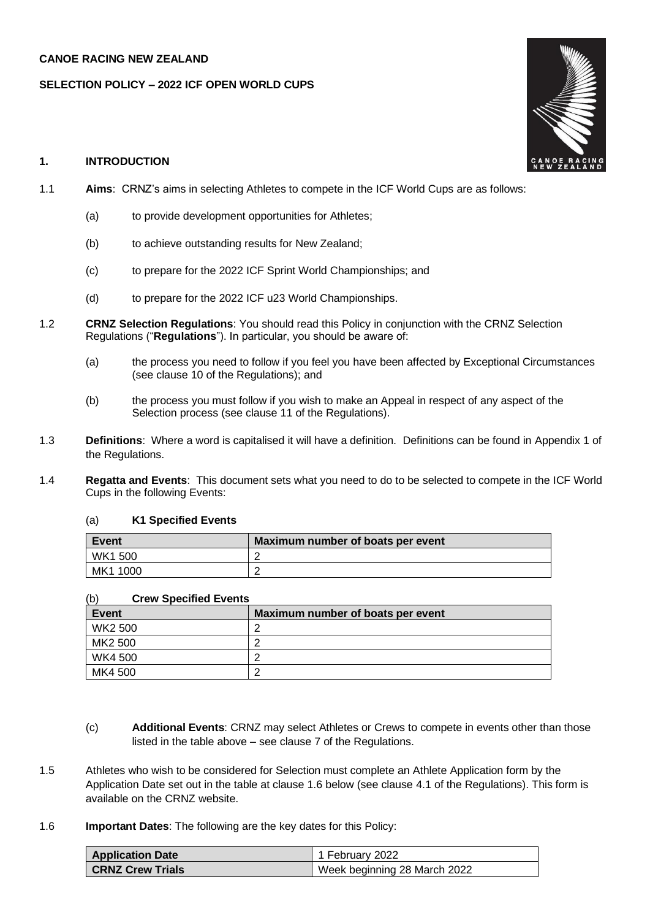**CANOE RACING NEW ZEALAND**

**SELECTION POLICY – 2022 ICF OPEN WORLD CUPS**

## 1. INTRODUCTION

1.1 **Aims**: CRNZ's aims in selecting Athletes to compete in the ICF World Cups are as follows:

(a) to provide development opportunities for Athletes;

(b) to achieve outstanding results for New Zealand;

(c) to prepare for the 2022 ICF Sprint World Championships; and

(d) to prepare for the 2022 ICF u23 World Championships.

1.2 **CRNZ Selection Regulations**: You should read this Policy in conjunction with the CRNZ Selection Regulations ("**Regulations**"). In particular, you should be aware of:

(a) the process you need to follow if you feel you have been affected by Exceptional Circumstances (see clause 10 of the Regulations); and

(b) the process you must follow if you wish to make an Appeal in respect of any aspect of the Selection process (see clause 11 of the Regulations).

1.3 **Definitions**: Where a word is capitalised it will have a definition. Definitions can be found in Appendix 1 of the Regulations.

1.4 **Regatta and Events**: This document sets what you need to do to be selected to compete in the ICF World Cups in the following Events:

(a) **K1 Specified Events**

| Event | Maximum number of boats per event |
|---|---|
| WK1 500 | 2 |
| MK1 1000 | 2 |

(b) **Crew Specified Events**

| Event | Maximum number of boats per event |
|---|---|
| WK2 500 | 2 |
| MK2 500 | 2 |
| WK4 500 | 2 |
| MK4 500 | 2 |

(c) **Additional Events**: CRNZ may select Athletes or Crews to compete in events other than those listed in the table above – see clause 7 of the Regulations.

1.5 Athletes who wish to be considered for Selection must complete an Athlete Application form by the Application Date set out in the table at clause 1.6 below (see clause 4.1 of the Regulations). This form is available on the CRNZ website.

1.6 **Important Dates**: The following are the key dates for this Policy:

| **Application Date** | 1 February 2022 |
|---|---|
| **CRNZ Crew Trials** | Week beginning 28 March 2022 |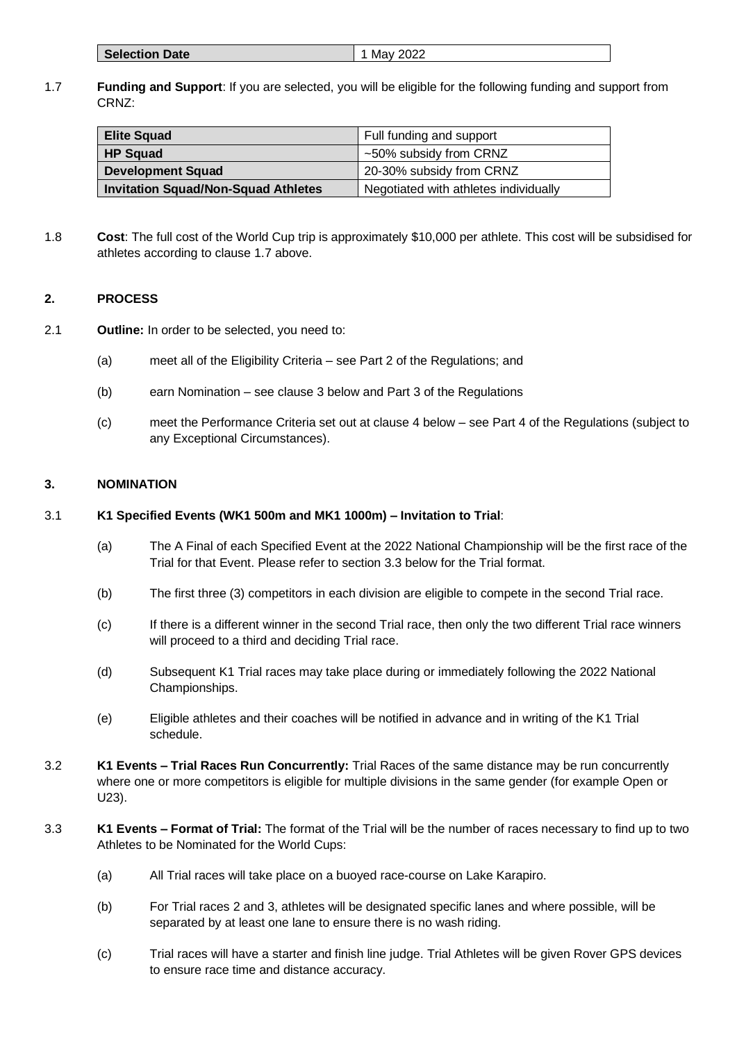| Selection Date | 1 May 2022 |
| --- | --- |

1.7 **Funding and Support**: If you are selected, you will be eligible for the following funding and support from CRNZ:

| Elite Squad | Full funding and support |
| --- | --- |
| **HP Squad** | ~50% subsidy from CRNZ |
| **Development Squad** | 20-30% subsidy from CRNZ |
| **Invitation Squad/Non-Squad Athletes** | Negotiated with athletes individually |

1.8 **Cost**: The full cost of the World Cup trip is approximately $10,000 per athlete. This cost will be subsidised for athletes according to clause 1.7 above.

## 2. PROCESS

2.1 **Outline:** In order to be selected, you need to:

(a) meet all of the Eligibility Criteria – see Part 2 of the Regulations; and

(b) earn Nomination – see clause 3 below and Part 3 of the Regulations

(c) meet the Performance Criteria set out at clause 4 below – see Part 4 of the Regulations (subject to any Exceptional Circumstances).

## 3. NOMINATION

3.1 **K1 Specified Events (WK1 500m and MK1 1000m) – Invitation to Trial**:

(a) The A Final of each Specified Event at the 2022 National Championship will be the first race of the Trial for that Event. Please refer to section 3.3 below for the Trial format.

(b) The first three (3) competitors in each division are eligible to compete in the second Trial race.

(c) If there is a different winner in the second Trial race, then only the two different Trial race winners will proceed to a third and deciding Trial race.

(d) Subsequent K1 Trial races may take place during or immediately following the 2022 National Championships.

(e) Eligible athletes and their coaches will be notified in advance and in writing of the K1 Trial schedule.

3.2 **K1 Events – Trial Races Run Concurrently:** Trial Races of the same distance may be run concurrently where one or more competitors is eligible for multiple divisions in the same gender (for example Open or U23).

3.3 **K1 Events – Format of Trial:** The format of the Trial will be the number of races necessary to find up to two Athletes to be Nominated for the World Cups:

(a) All Trial races will take place on a buoyed race-course on Lake Karapiro.

(b) For Trial races 2 and 3, athletes will be designated specific lanes and where possible, will be separated by at least one lane to ensure there is no wash riding.

(c) Trial races will have a starter and finish line judge. Trial Athletes will be given Rover GPS devices to ensure race time and distance accuracy.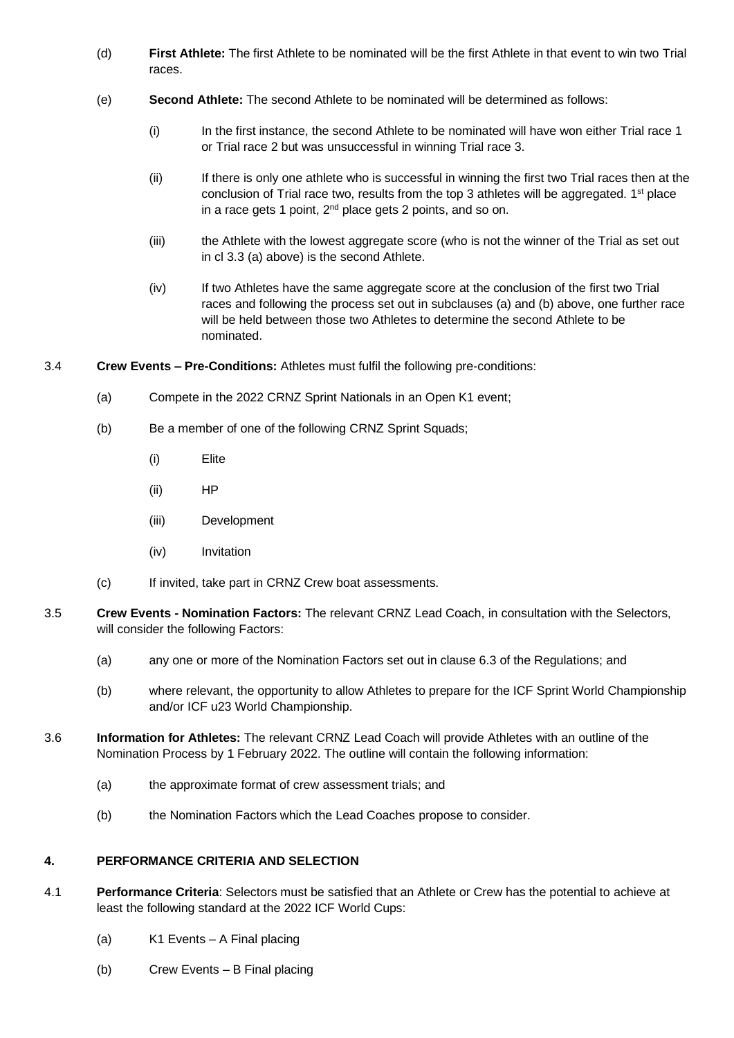(d) **First Athlete:** The first Athlete to be nominated will be the first Athlete in that event to win two Trial races.

(e) **Second Athlete:** The second Athlete to be nominated will be determined as follows:

(i) In the first instance, the second Athlete to be nominated will have won either Trial race 1 or Trial race 2 but was unsuccessful in winning Trial race 3.

(ii) If there is only one athlete who is successful in winning the first two Trial races then at the conclusion of Trial race two, results from the top 3 athletes will be aggregated. 1st place in a race gets 1 point, 2nd place gets 2 points, and so on.

(iii) the Athlete with the lowest aggregate score (who is not the winner of the Trial as set out in cl 3.3 (a) above) is the second Athlete.

(iv) If two Athletes have the same aggregate score at the conclusion of the first two Trial races and following the process set out in subclauses (a) and (b) above, one further race will be held between those two Athletes to determine the second Athlete to be nominated.

3.4 **Crew Events – Pre-Conditions:** Athletes must fulfil the following pre-conditions:

(a) Compete in the 2022 CRNZ Sprint Nationals in an Open K1 event;

(b) Be a member of one of the following CRNZ Sprint Squads;

(i) Elite

(ii) HP

(iii) Development

(iv) Invitation

(c) If invited, take part in CRNZ Crew boat assessments.

3.5 **Crew Events - Nomination Factors:** The relevant CRNZ Lead Coach, in consultation with the Selectors, will consider the following Factors:

(a) any one or more of the Nomination Factors set out in clause 6.3 of the Regulations; and

(b) where relevant, the opportunity to allow Athletes to prepare for the ICF Sprint World Championship and/or ICF u23 World Championship.

3.6 **Information for Athletes:** The relevant CRNZ Lead Coach will provide Athletes with an outline of the Nomination Process by 1 February 2022. The outline will contain the following information:

(a) the approximate format of crew assessment trials; and

(b) the Nomination Factors which the Lead Coaches propose to consider.

## 4. PERFORMANCE CRITERIA AND SELECTION

4.1 **Performance Criteria**: Selectors must be satisfied that an Athlete or Crew has the potential to achieve at least the following standard at the 2022 ICF World Cups:

(a) K1 Events – A Final placing

(b) Crew Events – B Final placing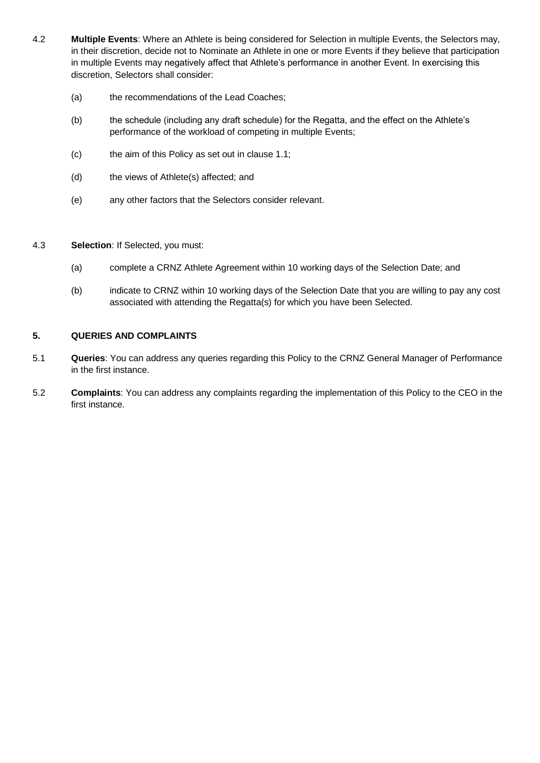4.2 **Multiple Events**: Where an Athlete is being considered for Selection in multiple Events, the Selectors may, in their discretion, decide not to Nominate an Athlete in one or more Events if they believe that participation in multiple Events may negatively affect that Athlete's performance in another Event. In exercising this discretion, Selectors shall consider:

(a) the recommendations of the Lead Coaches;

(b) the schedule (including any draft schedule) for the Regatta, and the effect on the Athlete's performance of the workload of competing in multiple Events;

(c) the aim of this Policy as set out in clause 1.1;

(d) the views of Athlete(s) affected; and

(e) any other factors that the Selectors consider relevant.

4.3 **Selection**: If Selected, you must:

(a) complete a CRNZ Athlete Agreement within 10 working days of the Selection Date; and

(b) indicate to CRNZ within 10 working days of the Selection Date that you are willing to pay any cost associated with attending the Regatta(s) for which you have been Selected.

## 5. QUERIES AND COMPLAINTS

5.1 **Queries**: You can address any queries regarding this Policy to the CRNZ General Manager of Performance in the first instance.

5.2 **Complaints**: You can address any complaints regarding the implementation of this Policy to the CEO in the first instance.